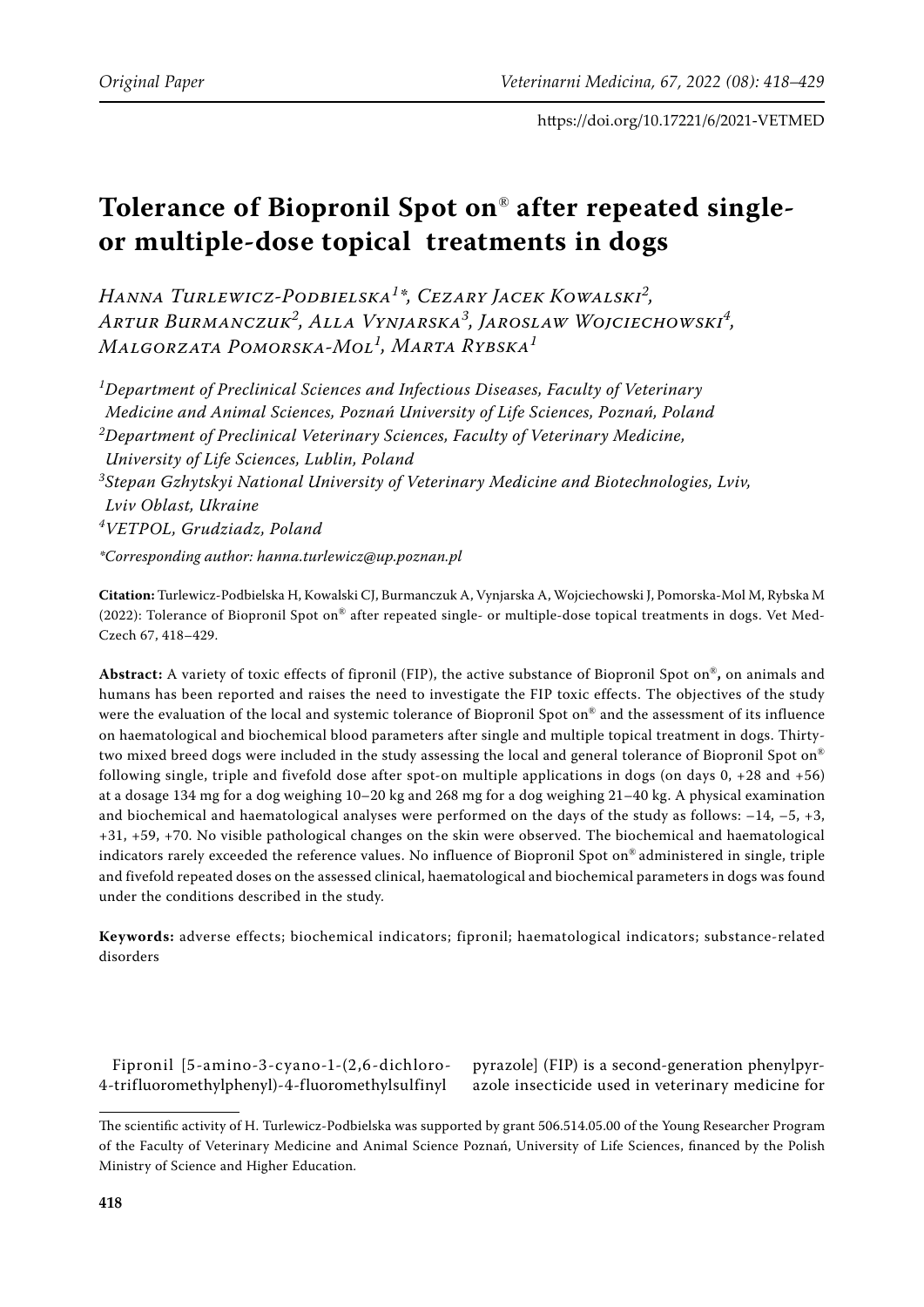Original Paper

# Tolerance of Biopronil Spot on® after repeated single- or multiple-dose topical treatments in dogs

*Hanna Turlewicz-Podbielska[1]\*, Cezary Jacek Kowalski[2], Artur Burmanczuk[2], Alla Vynjarska[3], Jaroslaw Wojciechowski[4], Malgorzata Pomorska-Mol[1], Marta Rybska[1]*

[1]*Department of Preclinical Sciences and Infectious Diseases, Faculty of Veterinary Medicine and Animal Sciences, Poznań University of Life Sciences, Poznań, Poland*
[2]*Department of Preclinical Veterinary Sciences, Faculty of Veterinary Medicine, University of Life Sciences, Lublin, Poland*
[3]*Stepan Gzhytskyi National University of Veterinary Medicine and Biotechnologies, Lviv, Lviv Oblast, Ukraine*
[4]*VETPOL, Grudziadz, Poland*

*\*Corresponding author: hanna.turlewicz@up.poznan.pl*

**Citation:** Turlewicz-Podbielska H, Kowalski CJ, Burmanczuk A, Vynjarska A, Wojciechowski J, Pomorska-Mol M, Rybska M (2022): Tolerance of Biopronil Spot on® after repeated single- or multiple-dose topical treatments in dogs. Vet Med-Czech 67, 418–429.

**Abstract:** A variety of toxic effects of fipronil (FIP), the active substance of Biopronil Spot on®, on animals and humans has been reported and raises the need to investigate the FIP toxic effects. The objectives of the study were the evaluation of the local and systemic tolerance of Biopronil Spot on® and the assessment of its influence on haematological and biochemical blood parameters after single and multiple topical treatment in dogs. Thirty-two mixed breed dogs were included in the study assessing the local and general tolerance of Biopronil Spot on® following single, triple and fivefold dose after spot-on multiple applications in dogs (on days 0, +28 and +56) at a dosage 134 mg for a dog weighing 10–20 kg and 268 mg for a dog weighing 21–40 kg. A physical examination and biochemical and haematological analyses were performed on the days of the study as follows: –14, –5, +3, +31, +59, +70. No visible pathological changes on the skin were observed. The biochemical and haematological indicators rarely exceeded the reference values. No influence of Biopronil Spot on® administered in single, triple and fivefold repeated doses on the assessed clinical, haematological and biochemical parameters in dogs was found under the conditions described in the study.

**Keywords:** adverse effects; biochemical indicators; fipronil; haematological indicators; substance-related disorders

Fipronil [5-amino-3-cyano-1-(2,6-dichloro-4-trifluoromethylphenyl)-4-fluoromethylsulfinyl pyrazole] (FIP) is a second-generation phenylpyrazole insecticide used in veterinary medicine for

The scientific activity of H. Turlewicz-Podbielska was supported by grant 506.514.05.00 of the Young Researcher Program of the Faculty of Veterinary Medicine and Animal Science Poznań, University of Life Sciences, financed by the Polish Ministry of Science and Higher Education.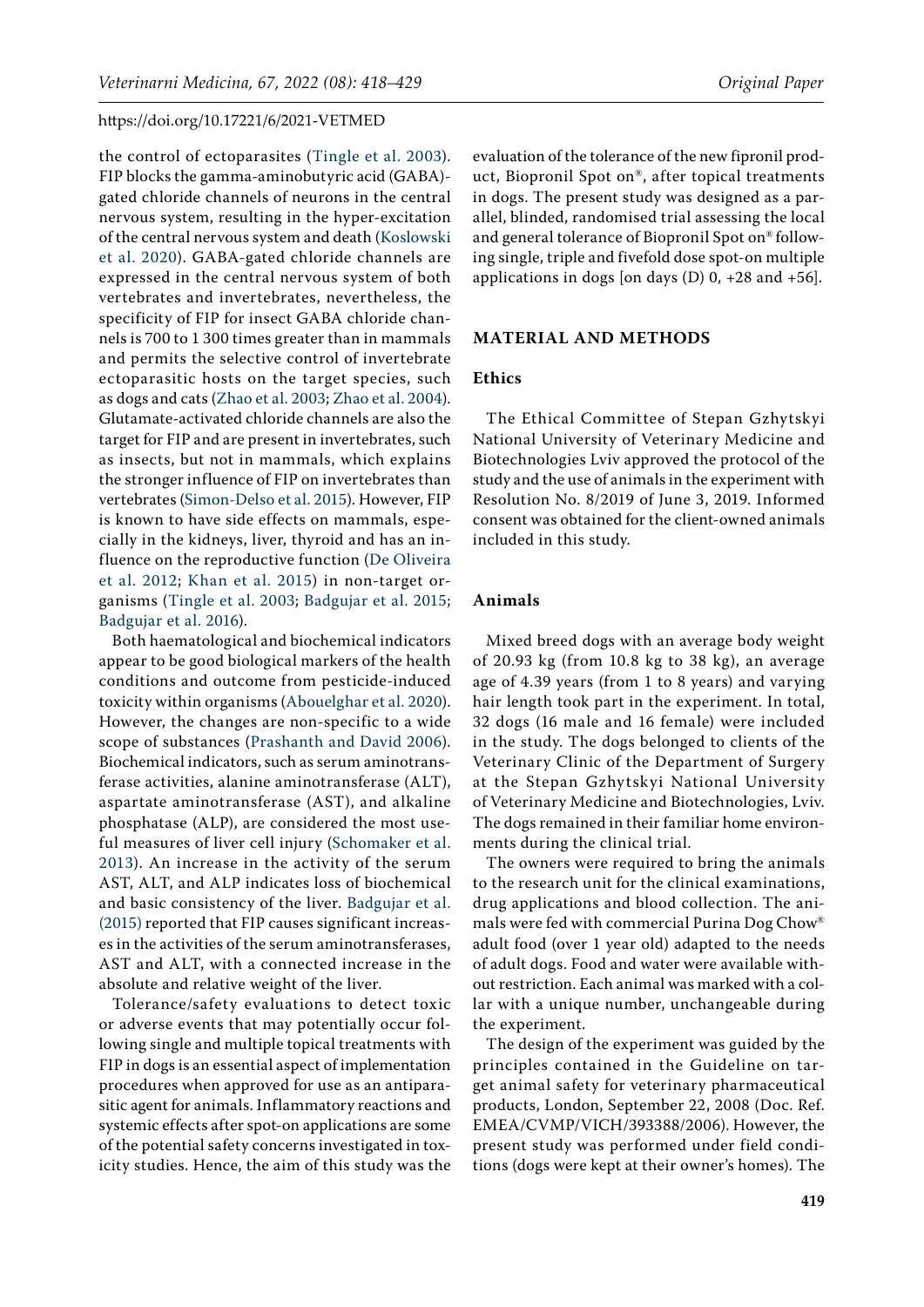the control of ectoparasites (Tingle et al. 2003). FIP blocks the gamma-aminobutyric acid (GABA)-gated chloride channels of neurons in the central nervous system, resulting in the hyper-excitation of the central nervous system and death (Koslowski et al. 2020). GABA-gated chloride channels are expressed in the central nervous system of both vertebrates and invertebrates, nevertheless, the specificity of FIP for insect GABA chloride channels is 700 to 1 300 times greater than in mammals and permits the selective control of invertebrate ectoparasitic hosts on the target species, such as dogs and cats (Zhao et al. 2003; Zhao et al. 2004). Glutamate-activated chloride channels are also the target for FIP and are present in invertebrates, such as insects, but not in mammals, which explains the stronger influence of FIP on invertebrates than vertebrates (Simon-Delso et al. 2015). However, FIP is known to have side effects on mammals, especially in the kidneys, liver, thyroid and has an influence on the reproductive function (De Oliveira et al. 2012; Khan et al. 2015) in non-target organisms (Tingle et al. 2003; Badgujar et al. 2015; Badgujar et al. 2016).

Both haematological and biochemical indicators appear to be good biological markers of the health conditions and outcome from pesticide-induced toxicity within organisms (Abouelghar et al. 2020). However, the changes are non-specific to a wide scope of substances (Prashanth and David 2006). Biochemical indicators, such as serum aminotransferase activities, alanine aminotransferase (ALT), aspartate aminotransferase (AST), and alkaline phosphatase (ALP), are considered the most useful measures of liver cell injury (Schomaker et al. 2013). An increase in the activity of the serum AST, ALT, and ALP indicates loss of biochemical and basic consistency of the liver. Badgujar et al. (2015) reported that FIP causes significant increases in the activities of the serum aminotransferases, AST and ALT, with a connected increase in the absolute and relative weight of the liver.

Tolerance/safety evaluations to detect toxic or adverse events that may potentially occur following single and multiple topical treatments with FIP in dogs is an essential aspect of implementation procedures when approved for use as an antiparasitic agent for animals. Inflammatory reactions and systemic effects after spot-on applications are some of the potential safety concerns investigated in toxicity studies. Hence, the aim of this study was the evaluation of the tolerance of the new fipronil product, Biopronil Spot on®, after topical treatments in dogs. The present study was designed as a parallel, blinded, randomised trial assessing the local and general tolerance of Biopronil Spot on® following single, triple and fivefold dose spot-on multiple applications in dogs [on days (D) 0, +28 and +56].

## MATERIAL AND METHODS

### Ethics

The Ethical Committee of Stepan Gzhytskyi National University of Veterinary Medicine and Biotechnologies Lviv approved the protocol of the study and the use of animals in the experiment with Resolution No. 8/2019 of June 3, 2019. Informed consent was obtained for the client-owned animals included in this study.

### Animals

Mixed breed dogs with an average body weight of 20.93 kg (from 10.8 kg to 38 kg), an average age of 4.39 years (from 1 to 8 years) and varying hair length took part in the experiment. In total, 32 dogs (16 male and 16 female) were included in the study. The dogs belonged to clients of the Veterinary Clinic of the Department of Surgery at the Stepan Gzhytskyi National University of Veterinary Medicine and Biotechnologies, Lviv. The dogs remained in their familiar home environments during the clinical trial.

The owners were required to bring the animals to the research unit for the clinical examinations, drug applications and blood collection. The animals were fed with commercial Purina Dog Chow® adult food (over 1 year old) adapted to the needs of adult dogs. Food and water were available without restriction. Each animal was marked with a collar with a unique number, unchangeable during the experiment.

The design of the experiment was guided by the principles contained in the Guideline on target animal safety for veterinary pharmaceutical products, London, September 22, 2008 (Doc. Ref. EMEA/CVMP/VICH/393388/2006). However, the present study was performed under field conditions (dogs were kept at their owner's homes). The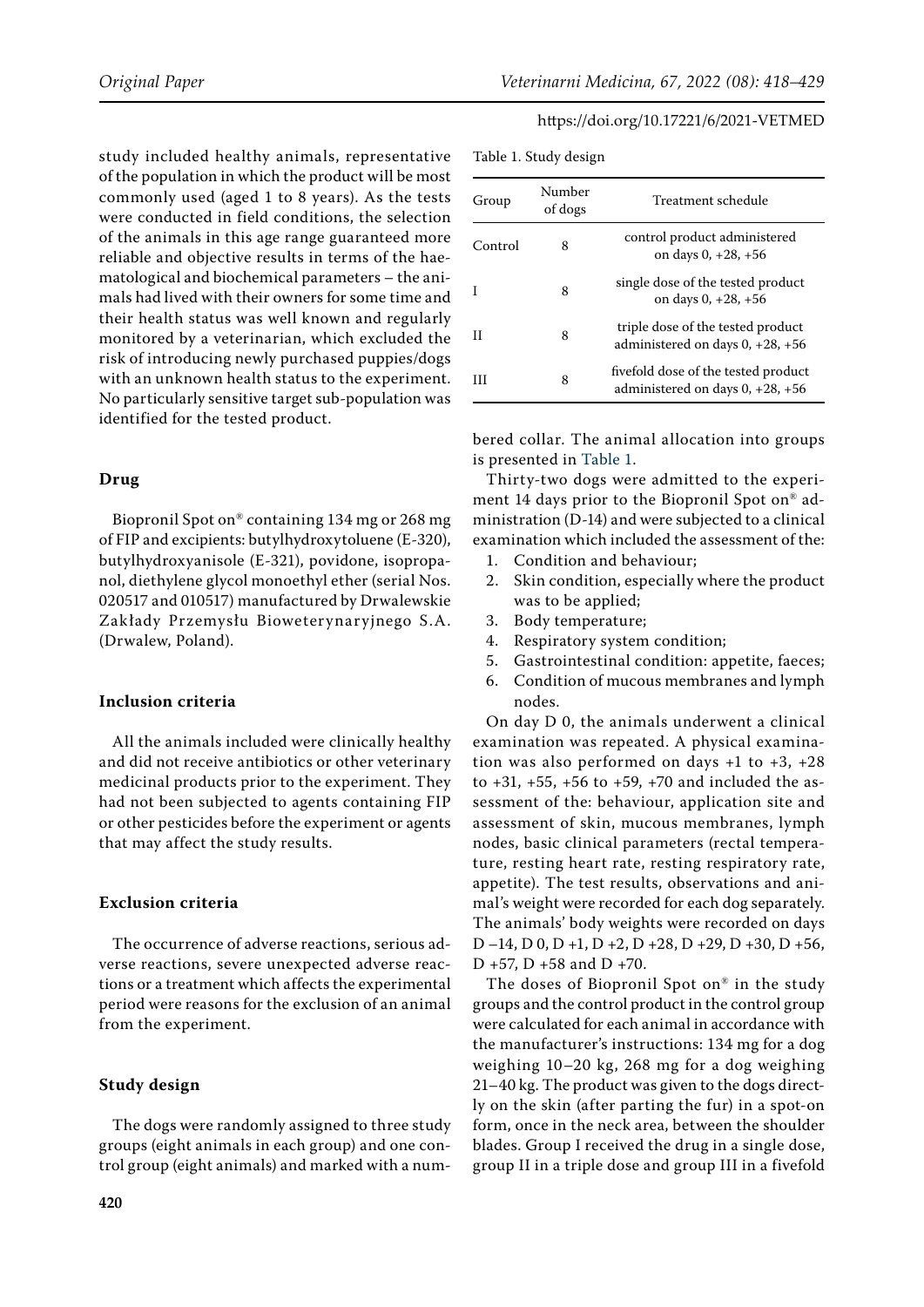study included healthy animals, representative of the population in which the product will be most commonly used (aged 1 to 8 years). As the tests were conducted in field conditions, the selection of the animals in this age range guaranteed more reliable and objective results in terms of the haematological and biochemical parameters – the animals had lived with their owners for some time and their health status was well known and regularly monitored by a veterinarian, which excluded the risk of introducing newly purchased puppies/dogs with an unknown health status to the experiment. No particularly sensitive target sub-population was identified for the tested product.

## Drug

Biopronil Spot on® containing 134 mg or 268 mg of FIP and excipients: butylhydroxytoluene (E-320), butylhydroxyanisole (E-321), povidone, isopropanol, diethylene glycol monoethyl ether (serial Nos. 020517 and 010517) manufactured by Drwalewskie Zakłady Przemysłu Bioweterynaryjnego S.A. (Drwalew, Poland).

## Inclusion criteria

All the animals included were clinically healthy and did not receive antibiotics or other veterinary medicinal products prior to the experiment. They had not been subjected to agents containing FIP or other pesticides before the experiment or agents that may affect the study results.

## Exclusion criteria

The occurrence of adverse reactions, serious adverse reactions, severe unexpected adverse reactions or a treatment which affects the experimental period were reasons for the exclusion of an animal from the experiment.

## Study design

The dogs were randomly assigned to three study groups (eight animals in each group) and one control group (eight animals) and marked with a numbered collar. The animal allocation into groups is presented in Table 1.

Table 1. Study design

| Group | Number of dogs | Treatment schedule |
|---|---|---|
| Control | 8 | control product administered on days 0, +28, +56 |
| I | 8 | single dose of the tested product on days 0, +28, +56 |
| II | 8 | triple dose of the tested product administered on days 0, +28, +56 |
| III | 8 | fivefold dose of the tested product administered on days 0, +28, +56 |

Thirty-two dogs were admitted to the experiment 14 days prior to the Biopronil Spot on® administration (D-14) and were subjected to a clinical examination which included the assessment of the:

1. Condition and behaviour;
2. Skin condition, especially where the product was to be applied;
3. Body temperature;
4. Respiratory system condition;
5. Gastrointestinal condition: appetite, faeces;
6. Condition of mucous membranes and lymph nodes.

On day D 0, the animals underwent a clinical examination was repeated. A physical examination was also performed on days +1 to +3, +28 to +31, +55, +56 to +59, +70 and included the assessment of the: behaviour, application site and assessment of skin, mucous membranes, lymph nodes, basic clinical parameters (rectal temperature, resting heart rate, resting respiratory rate, appetite). The test results, observations and animal's weight were recorded for each dog separately. The animals' body weights were recorded on days D –14, D 0, D +1, D +2, D +28, D +29, D +30, D +56, D +57, D +58 and D +70.

The doses of Biopronil Spot on® in the study groups and the control product in the control group were calculated for each animal in accordance with the manufacturer's instructions: 134 mg for a dog weighing 10–20 kg, 268 mg for a dog weighing 21–40 kg. The product was given to the dogs directly on the skin (after parting the fur) in a spot-on form, once in the neck area, between the shoulder blades. Group I received the drug in a single dose, group II in a triple dose and group III in a fivefold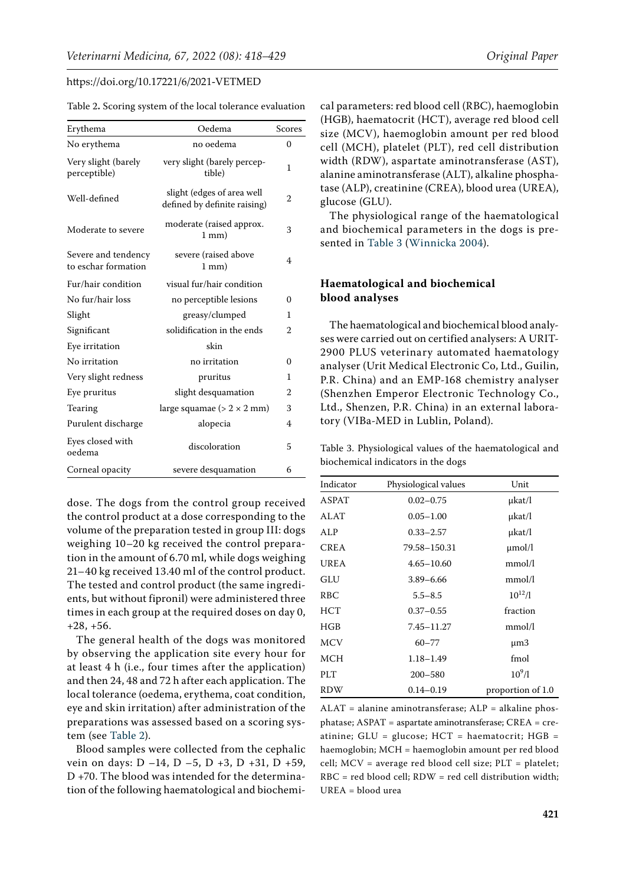Table 2. Scoring system of the local tolerance evaluation

| Erythema | Oedema | Scores |
|---|---|---|
| No erythema | no oedema | 0 |
| Very slight (barely perceptible) | very slight (barely perceptible) | 1 |
| Well-defined | slight (edges of area well defined by definite raising) | 2 |
| Moderate to severe | moderate (raised approx. 1 mm) | 3 |
| Severe and tendency to eschar formation | severe (raised above 1 mm) | 4 |
| Fur/hair condition | visual fur/hair condition | |
| No fur/hair loss | no perceptible lesions | 0 |
| Slight | greasy/clumped | 1 |
| Significant | solidification in the ends | 2 |
| Eye irritation | skin | |
| No irritation | no irritation | 0 |
| Very slight redness | pruritus | 1 |
| Eye pruritus | slight desquamation | 2 |
| Tearing | large squamae (> 2 × 2 mm) | 3 |
| Purulent discharge | alopecia | 4 |
| Eyes closed with oedema | discoloration | 5 |
| Corneal opacity | severe desquamation | 6 |

dose. The dogs from the control group received the control product at a dose corresponding to the volume of the preparation tested in group III: dogs weighing 10–20 kg received the control preparation in the amount of 6.70 ml, while dogs weighing 21–40 kg received 13.40 ml of the control product. The tested and control product (the same ingredients, but without fipronil) were administered three times in each group at the required doses on day 0, +28, +56.

The general health of the dogs was monitored by observing the application site every hour for at least 4 h (i.e., four times after the application) and then 24, 48 and 72 h after each application. The local tolerance (oedema, erythema, coat condition, eye and skin irritation) after administration of the preparations was assessed based on a scoring system (see Table 2).

Blood samples were collected from the cephalic vein on days: D –14, D –5, D +3, D +31, D +59, D +70. The blood was intended for the determination of the following haematological and biochemical parameters: red blood cell (RBC), haemoglobin (HGB), haematocrit (HCT), average red blood cell size (MCV), haemoglobin amount per red blood cell (MCH), platelet (PLT), red cell distribution width (RDW), aspartate aminotransferase (AST), alanine aminotransferase (ALT), alkaline phosphatase (ALP), creatinine (CREA), blood urea (UREA), glucose (GLU).

The physiological range of the haematological and biochemical parameters in the dogs is presented in Table 3 (Winnicka 2004).

### Haematological and biochemical blood analyses

The haematological and biochemical blood analyses were carried out on certified analysers: A URIT-2900 PLUS veterinary automated haematology analyser (Urit Medical Electronic Co, Ltd., Guilin, P.R. China) and an EMP-168 chemistry analyser (Shenzhen Emperor Electronic Technology Co., Ltd., Shenzen, P.R. China) in an external laboratory (VIBa-MED in Lublin, Poland).

Table 3. Physiological values of the haematological and biochemical indicators in the dogs

| Indicator | Physiological values | Unit |
|---|---|---|
| ASPAT | 0.02–0.75 | μkat/l |
| ALAT | 0.05–1.00 | μkat/l |
| ALP | 0.33–2.57 | μkat/l |
| CREA | 79.58–150.31 | μmol/l |
| UREA | 4.65–10.60 | mmol/l |
| GLU | 3.89–6.66 | mmol/l |
| RBC | 5.5–8.5 | $10^{12}$/l |
| HCT | 0.37–0.55 | fraction |
| HGB | 7.45–11.27 | mmol/l |
| MCV | 60–77 | μm3 |
| MCH | 1.18–1.49 | fmol |
| PLT | 200–580 | $10^{9}$/l |
| RDW | 0.14–0.19 | proportion of 1.0 |

ALAT = alanine aminotransferase; ALP = alkaline phosphatase; ASPAT = aspartate aminotransferase; CREA = creatinine; GLU = glucose; HCT = haematocrit; HGB = haemoglobin; MCH = haemoglobin amount per red blood cell; MCV = average red blood cell size; PLT = platelet; RBC = red blood cell; RDW = red cell distribution width; UREA = blood urea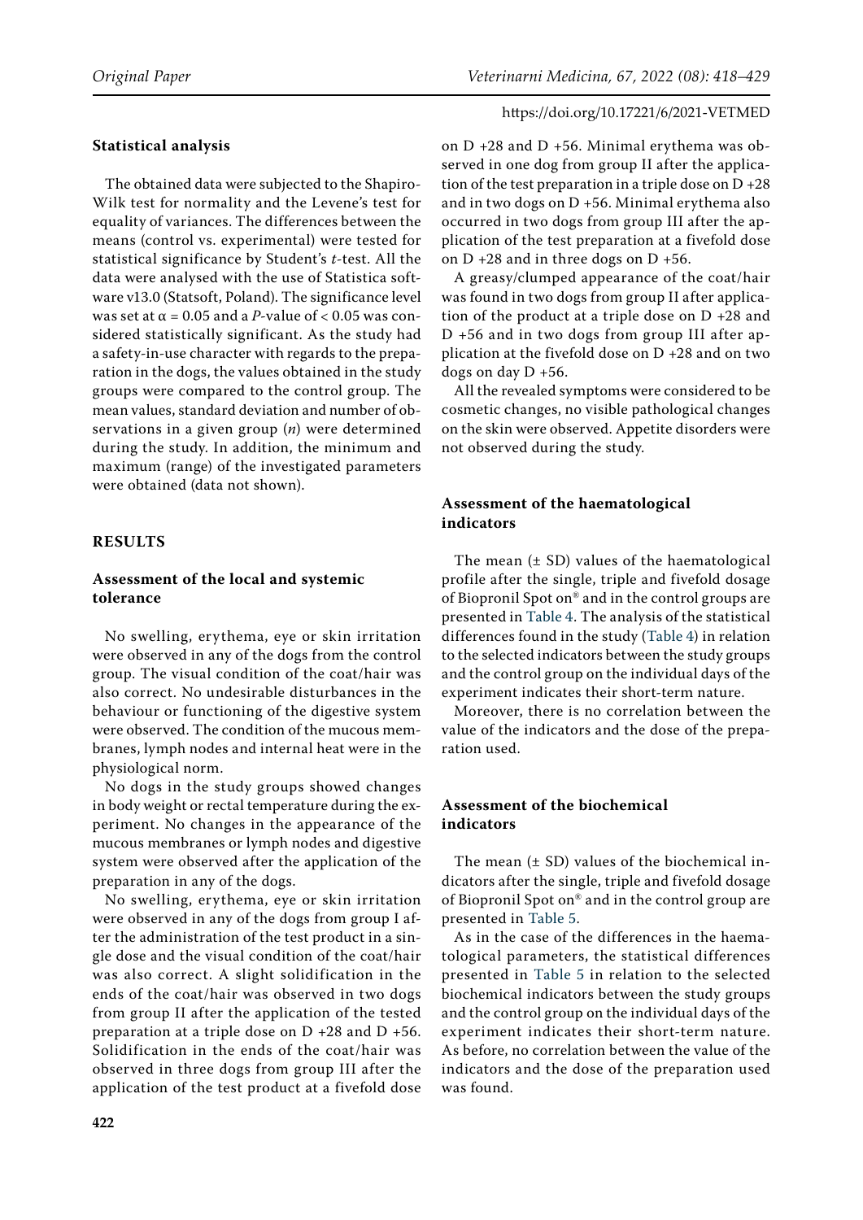**Statistical analysis**

The obtained data were subjected to the Shapiro-Wilk test for normality and the Levene's test for equality of variances. The differences between the means (control vs. experimental) were tested for statistical significance by Student's *t*-test. All the data were analysed with the use of Statistica software v13.0 (Statsoft, Poland). The significance level was set at $\alpha = 0.05$ and a *P*-value of $< 0.05$ was considered statistically significant. As the study had a safety-in-use character with regards to the preparation in the dogs, the values obtained in the study groups were compared to the control group. The mean values, standard deviation and number of observations in a given group (*n*) were determined during the study. In addition, the minimum and maximum (range) of the investigated parameters were obtained (data not shown).

## RESULTS

### Assessment of the local and systemic tolerance

No swelling, erythema, eye or skin irritation were observed in any of the dogs from the control group. The visual condition of the coat/hair was also correct. No undesirable disturbances in the behaviour or functioning of the digestive system were observed. The condition of the mucous membranes, lymph nodes and internal heat were in the physiological norm.

No dogs in the study groups showed changes in body weight or rectal temperature during the experiment. No changes in the appearance of the mucous membranes or lymph nodes and digestive system were observed after the application of the preparation in any of the dogs.

No swelling, erythema, eye or skin irritation were observed in any of the dogs from group I after the administration of the test product in a single dose and the visual condition of the coat/hair was also correct. A slight solidification in the ends of the coat/hair was observed in two dogs from group II after the application of the tested preparation at a triple dose on D +28 and D +56. Solidification in the ends of the coat/hair was observed in three dogs from group III after the application of the test product at a fivefold dose on D +28 and D +56. Minimal erythema was observed in one dog from group II after the application of the test preparation in a triple dose on D +28 and in two dogs on D +56. Minimal erythema also occurred in two dogs from group III after the application of the test preparation at a fivefold dose on D +28 and in three dogs on D +56.

A greasy/clumped appearance of the coat/hair was found in two dogs from group II after application of the product at a triple dose on D +28 and D +56 and in two dogs from group III after application at the fivefold dose on D +28 and on two dogs on day D +56.

All the revealed symptoms were considered to be cosmetic changes, no visible pathological changes on the skin were observed. Appetite disorders were not observed during the study.

### Assessment of the haematological indicators

The mean (± SD) values of the haematological profile after the single, triple and fivefold dosage of Biopronil Spot on® and in the control groups are presented in Table 4. The analysis of the statistical differences found in the study (Table 4) in relation to the selected indicators between the study groups and the control group on the individual days of the experiment indicates their short-term nature.

Moreover, there is no correlation between the value of the indicators and the dose of the preparation used.

### Assessment of the biochemical indicators

The mean (± SD) values of the biochemical indicators after the single, triple and fivefold dosage of Biopronil Spot on® and in the control group are presented in Table 5.

As in the case of the differences in the haematological parameters, the statistical differences presented in Table 5 in relation to the selected biochemical indicators between the study groups and the control group on the individual days of the experiment indicates their short-term nature. As before, no correlation between the value of the indicators and the dose of the preparation used was found.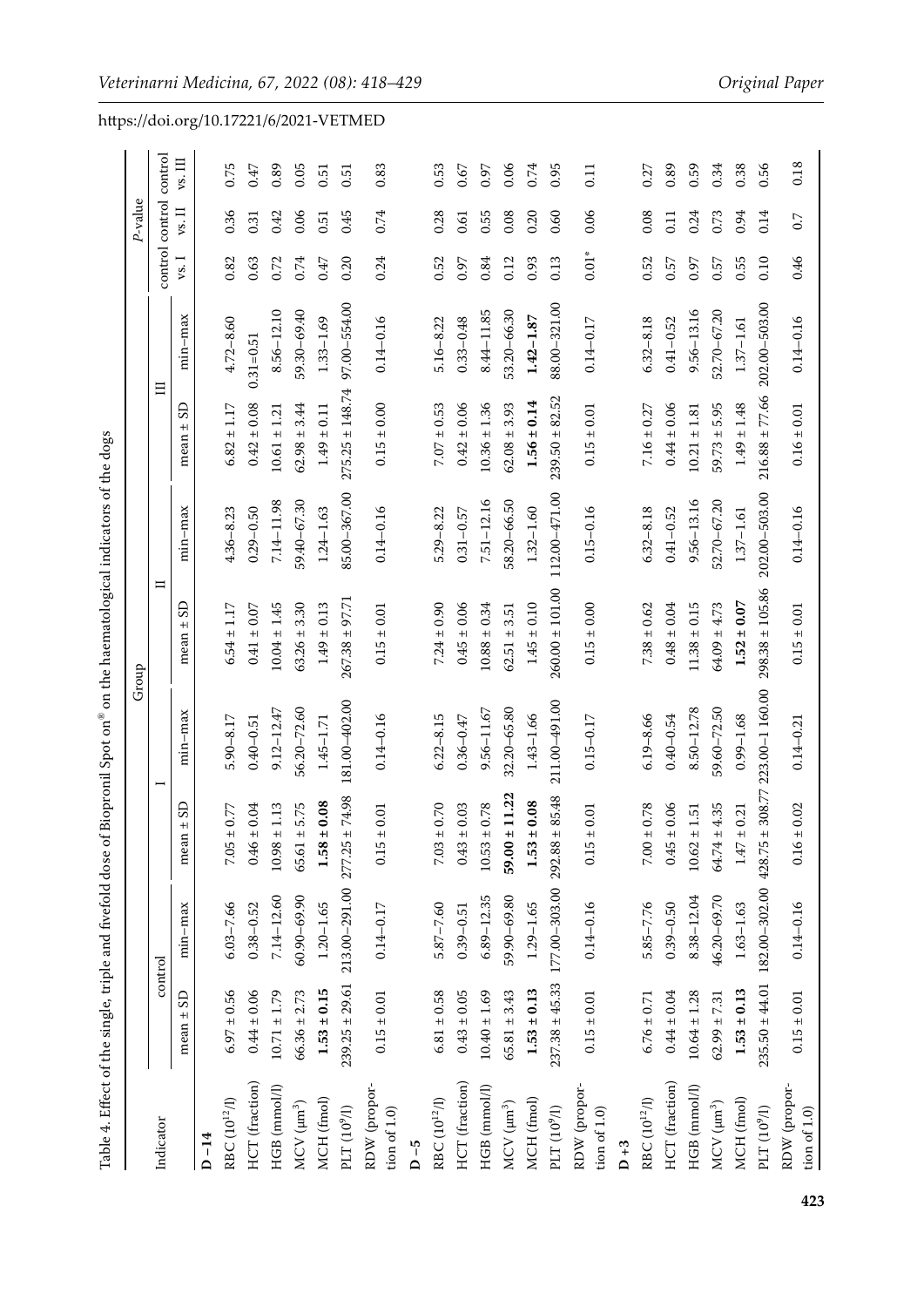Table 4. Effect of the single, triple and fivefold dose of Biopronil Spot on® on the haematological indicators of the dogs

| Indicator | Group | | | | | | | | *P*-value | | |
|---|---|---|---|---|---|---|---|---|---|---|---|
| | control | | I | | II | | III | | control vs. I | control vs. II | control vs. III |
| | mean ± SD | min–max | mean ± SD | min–max | mean ± SD | min–max | mean ± SD | min–max | | | |
| **D −14** | | | | | | | | | | | |
| RBC ($10^{12}$/l) | 6.97 ± 0.56 | 6.03–7.66 | 7.05 ± 0.77 | 5.90–8.17 | 6.54 ± 1.17 | 4.36–8.23 | 6.82 ± 1.17 | 4.72–8.60 | 0.82 | 0.36 | 0.75 |
| HCT (fraction) | 0.44 ± 0.06 | 0.38–0.52 | 0.46 ± 0.04 | 0.40–0.51 | 0.41 ± 0.07 | 0.29–0.50 | 0.42 ± 0.08 | 0.31–0.51 | 0.63 | 0.31 | 0.47 |
| HGB (mmol/l) | 10.71 ± 1.79 | 7.14–12.60 | 10.98 ± 1.13 | 9.12–12.47 | 10.04 ± 1.45 | 7.14–11.98 | 10.61 ± 1.21 | 8.56–12.10 | 0.72 | 0.42 | 0.89 |
| MCV (µm³) | 66.36 ± 2.73 | 60.90–69.90 | 65.61 ± 5.75 | 56.20–72.60 | 63.26 ± 3.30 | 59.40–67.30 | 62.98 ± 3.44 | 59.30–69.40 | 0.74 | 0.06 | 0.05 |
| MCH (fmol) | **1.53 ± 0.15** | 1.20–1.65 | **1.58 ± 0.08** | 1.45–1.71 | 1.49 ± 0.13 | 1.24–1.63 | 1.49 ± 0.11 | 1.33–1.69 | 0.47 | 0.51 | 0.51 |
| PLT ($10^9$/l) | 239.25 ± 29.61 | 213.00–291.00 | 277.25 ± 74.98 | 181.00–402.00 | 267.38 ± 97.71 | 85.00–367.00 | 275.25 ± 148.74 | 97.00–554.00 | 0.20 | 0.45 | 0.51 |
| RDW (proportion of 1.0) | 0.15 ± 0.01 | 0.14–0.17 | 0.15 ± 0.01 | 0.14–0.16 | 0.15 ± 0.01 | 0.14–0.16 | 0.15 ± 0.00 | 0.14–0.16 | 0.24 | 0.74 | 0.83 |
| **D −5** | | | | | | | | | | | |
| RBC ($10^{12}$/l) | 6.81 ± 0.58 | 5.87–7.60 | 7.03 ± 0.70 | 6.22–8.15 | 7.24 ± 0.90 | 5.29–8.22 | 7.07 ± 0.53 | 5.16–8.22 | 0.52 | 0.28 | 0.53 |
| HCT (fraction) | 0.43 ± 0.05 | 0.39–0.51 | 0.43 ± 0.03 | 0.36–0.47 | 0.45 ± 0.06 | 0.31–0.57 | 0.42 ± 0.06 | 0.33–0.48 | 0.97 | 0.61 | 0.67 |
| HGB (mmol/l) | 10.40 ± 1.69 | 6.89–12.35 | 10.53 ± 0.78 | 9.56–11.67 | 10.88 ± 0.34 | 7.51–12.16 | 10.36 ± 1.36 | 8.44–11.85 | 0.84 | 0.55 | 0.97 |
| MCV (µm³) | 65.81 ± 3.43 | 59.90–69.80 | **59.00 ± 11.22** | 32.20–65.80 | 62.51 ± 3.51 | 58.20–66.50 | 62.08 ± 3.93 | 53.20–66.30 | 0.12 | 0.08 | 0.06 |
| MCH (fmol) | **1.53 ± 0.13** | 1.29–1.65 | **1.53 ± 0.08** | 1.43–1.66 | 1.45 ± 0.10 | 1.32–1.60 | **1.56 ± 0.14** | **1.42–1.87** | 0.93 | 0.20 | 0.74 |
| PLT ($10^9$/l) | 237.38 ± 45.33 | 177.00–303.00 | 292.88 ± 85.48 | 211.00–491.00 | 260.00 ± 101.00 | 112.00–471.00 | 239.50 ± 82.52 | 88.00–321.00 | 0.13 | 0.60 | 0.95 |
| RDW (proportion of 1.0) | 0.15 ± 0.01 | 0.14–0.16 | 0.15 ± 0.01 | 0.15–0.17 | 0.15 ± 0.00 | 0.15–0.16 | 0.15 ± 0.01 | 0.14–0.17 | 0.01* | 0.06 | 0.11 |
| **D +3** | | | | | | | | | | | |
| RBC ($10^{12}$/l) | 6.76 ± 0.71 | 5.85–7.76 | 7.00 ± 0.78 | 6.19–8.66 | 7.38 ± 0.62 | 6.32–8.18 | 7.16 ± 0.27 | 6.32–8.18 | 0.52 | 0.08 | 0.27 |
| HCT (fraction) | 0.44 ± 0.04 | 0.39–0.50 | 0.45 ± 0.06 | 0.40–0.54 | 0.48 ± 0.04 | 0.41–0.52 | 0.44 ± 0.06 | 0.41–0.52 | 0.57 | 0.11 | 0.89 |
| HGB (mmol/l) | 10.64 ± 1.28 | 8.38–12.04 | 10.62 ± 1.51 | 8.50–12.78 | 11.38 ± 0.15 | 9.56–13.16 | 10.21 ± 1.81 | 9.56–13.16 | 0.97 | 0.24 | 0.59 |
| MCV (µm³) | 62.99 ± 7.31 | 46.20–69.70 | 64.74 ± 4.35 | 59.60–72.50 | 64.09 ± 4.73 | 52.70–67.20 | 59.73 ± 5.95 | 52.70–67.20 | 0.57 | 0.73 | 0.34 |
| MCH (fmol) | **1.53 ± 0.13** | 1.63–1.63 | 1.47 ± 0.21 | 0.99–1.68 | **1.52 ± 0.07** | 1.37–1.61 | 1.49 ± 1.48 | 1.37–1.61 | 0.55 | 0.94 | 0.38 |
| PLT ($10^9$/l) | 235.50 ± 44.01 | 182.00–302.00 | 428.75 ± 308.77 | 223.00–1 160.00 | 298.38 ± 105.86 | 202.00–503.00 | 216.88 ± 77.66 | 202.00–503.00 | 0.10 | 0.14 | 0.56 |
| RDW (proportion of 1.0) | 0.15 ± 0.01 | 0.14–0.16 | 0.16 ± 0.02 | 0.14–0.21 | 0.15 ± 0.01 | 0.14–0.16 | 0.16 ± 0.01 | 0.14–0.16 | 0.46 | 0.7 | 0.18 |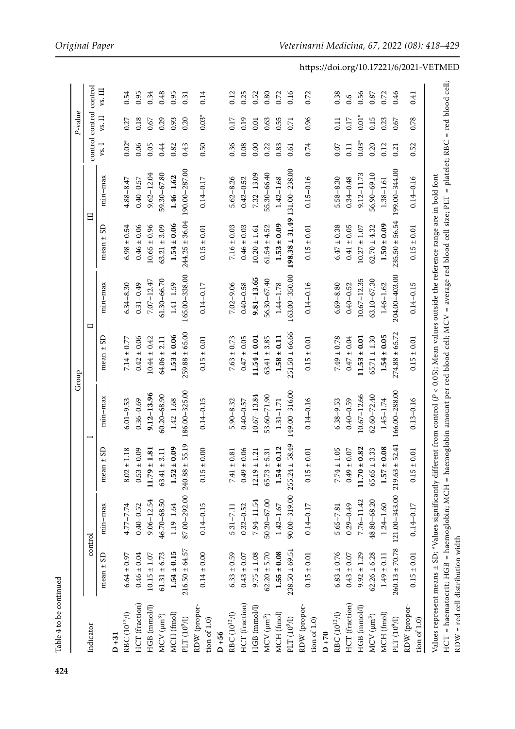Table 4 to be continued

| Indicator | Group | | | | | | | | P-value | | |
|---|---|---|---|---|---|---|---|---|---|---|---|
| | control | | I | | II | | III | | control vs. I | control vs. II | control vs. III |
| | mean ± SD | min–max | mean ± SD | min–max | mean ± SD | min–max | mean ± SD | min–max | | | |
| **D +31** | | | | | | | | | | | |
| RBC ($10^{12}$/l) | 6.64 ± 0.97 | 4.77–7.74 | 8.02 ± 1.18 | 6.01–9.53 | 7.14 ± 0.77 | 6.34–8.30 | 6.98 ± 0.54 | 4.88–8.47 | 0.02* | 0.27 | 0.54 |
| HCT (fraction) | 0.46 ± 0.04 | 0.40–0.52 | 0.53 ± 0.09 | 0.36–0.69 | 0.42 ± 0.06 | 0.31–0.49 | 0.46 ± 0.06 | 0.40–0.57 | 0.06 | 0.18 | 0.95 |
| HGB (mmol/l) | 10.15 ± 1.07 | 9.06–12.54 | **11.79 ± 1.81** | **9.12–13.96** | 10.44 ± 0.42 | 7.07–12.47 | 10.65 ± 0.96 | 9.62–12.04 | 0.05 | 0.67 | 0.34 |
| MCV (μm$^3$) | 61.31 ± 6.73 | 46.70–68.50 | 63.41 ± 3.11 | 60.20–68.90 | 64.06 ± 2.11 | 61.30–66.70 | 63.21 ± 3.09 | 59.30–67.80 | 0.44 | 0.29 | 0.48 |
| MCH (fmol) | **1.54 ± 0.15** | 1.19–1.64 | **1.52 ± 0.09** | 1.42–1.68 | **1.53 ± 0.06** | 1.41–1.59 | **1.54 ± 0.06** | **1.46–1.62** | 0.82 | 0.93 | 0.95 |
| PLT ($10^9$/l) | 216.50 ± 64.57 | 87.00–292.00 | 240.88 ± 55.19 | 186.00–325.00 | 259.88 ± 65.00 | 165.00–338.00 | 244.25 ± 36.04 | 190.00–287.00 | 0.43 | 0.20 | 0.31 |
| RDW (proportion of 1.0) | 0.14 ± 0.00 | 0.14–0.15 | 0.15 ± 0.00 | 0.14–0.15 | 0.15 ± 0.01 | 0.14–0.17 | 0.15 ± 0.01 | 0.14–0.17 | 0.50 | 0.03* | 0.14 |
| **D +56** | | | | | | | | | | | |
| RBC ($10^{12}$/l) | 6.33 ± 0.59 | 5.31–7.11 | 7.41 ± 0.81 | 5.90–8.32 | 7.63 ± 0.73 | 7.02–9.06 | 7.16 ± 0.03 | 5.62–8.26 | 0.36 | 0.17 | 0.12 |
| HCT (fraction) | 0.43 ± 0.07 | 0.32–0.52 | 0.49 ± 0.06 | 0.40–0.57 | 0.47 ± 0.05 | 0.40–0.58 | 0.46 ± 0.03 | 0.42–0.52 | 0.08 | 0.19 | 0.25 |
| HGB (mmol/l) | 9.75 ± 1.08 | 7.94–11.54 | 12.19 ± 1.21 | 10.67–13.84 | **11.54 ± 0.01** | **9.81–13.65** | 10.20 ± 1.61 | 7.32–13.09 | 0.00 | 0.01 | 0.52 |
| MCV (μm$^3$) | 62.20 ± 5.70 | 50.20–67.00 | 65.73 ± 5.31 | 53.60–71.90 | 63.41 ± 3.85 | 56.30–67.40 | 61.54 ± 4.52 | 55.30–66.40 | 0.22 | 0.63 | 0.80 |
| MCH (fmol) | **1.55 ± 0.08** | 1.42–1.67 | **1.54 ± 0.12** | 1.31–1.71 | **1.58 ± 0.11** | 1.44–1.78 | **1.53 ± 0.09** | 1.42–1.68 | 0.83 | 0.55 | 0.72 |
| PLT ($10^9$/l) | 238.50 ± 69.51 | 90.00–319.00 | 255.24 ± 58.49 | 149.00–316.00 | 251.50 ± 66.66 | 163.00–350.00 | **198.38 ± 31.49** | 131.00–238.00 | 0.61 | 0.71 | 0.16 |
| RDW (proportion of 1.0) | 0.15 ± 0.01 | 0.14–0.17 | 0.15 ± 0.01 | 0.14–0.16 | 0.15 ± 0.01 | 0.14–0.16 | 0.15 ± 0.01 | 0.15–0.16 | 0.74 | 0.96 | 0.72 |
| **D +70** | | | | | | | | | | | |
| RBC ($10^{12}$/l) | 6.83 ± 0.76 | 5.65–7.81 | 7.74 ± 1.05 | 6.38–9.53 | 7.49 ± 0.78 | 6.69–8.80 | 6.47 ± 0.38 | 5.58–8.30 | 0.07 | 0.11 | 0.38 |
| HCT (fraction) | 0.43 ± 0.07 | 0.29–0.49 | 0.49 ± 0.07 | 0.40–0.59 | 0.47 ± 0.04 | 0.40–0.52 | 0.41 ± 0.05 | 0.34–0.48 | 0.11 | 0.17 | 0.6 |
| HGB (mmol/l) | 9.92 ± 1.29 | 7.76–11.42 | **11.70 ± 0.82** | 10.67–12.66 | **11.53 ± 0.01** | 10.67–12.35 | 10.27 ± 1.07 | 9.12–11.73 | 0.03* | 0.01* | 0.56 |
| MCV (μm$^3$) | 62.26 ± 6.28 | 48.80–68.20 | 65.65 ± 3.33 | 62.60–72.40 | 65.71 ± 1.30 | 63.10–67.30 | 62.70 ± 4.32 | 56.90–69.10 | 0.20 | 0.15 | 0.87 |
| MCH (fmol) | 1.49 ± 0.11 | 1.24–1.60 | **1.57 ± 0.08** | 1.45–1.74 | **1.54 ± 0.05** | 1.46–1.62 | **1.50 ± 0.09** | 1.38–1.61 | 0.12 | 0.23 | 0.72 |
| PLT ($10^9$/l) | 260.13 ± 70.78 | 121.00–343.00 | 219.63 ± 52.41 | 166.00–288.00 | 274.88 ± 65.72 | 204.00–403.00 | 235.50 ± 56.54 | 199.00–344.00 | 0.21 | 0.67 | 0.46 |
| RDW (proportion of 1.0) | 0.15 ± 0.01 | 0,14–0.17 | 0.15 ± 0.01 | 0.13–0.16 | 0.15 ± 0.01 | 0.14–0.15 | 0.15 ± 0.01 | 0.14–0.16 | 0.52 | 0.78 | 0.41 |

Values represent means ± SD; *Values significantly different from control ($P < 0.05$); Mean values outside the reference range are in bold font

HCT = haematocrit; HGB = haemoglobin; MCH = haemoglobin amount per red blood cell; MCV = average red blood cell size; PLT = platelet; RBC = red blood cell; RDW = red cell distribution width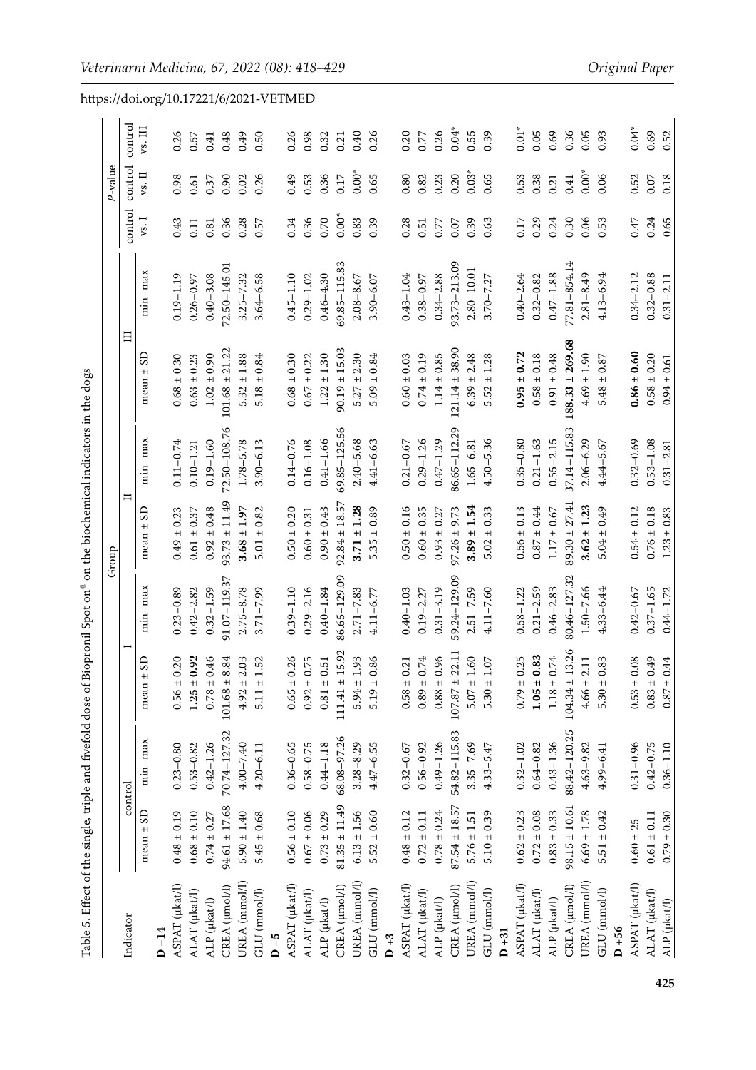https://doi.org/10.17221/6/2021-VETMED

Table 5. Effect of the single, triple and fivefold dose of Biopronil Spot on® on the biochemical indicators in the dogs

| Indicator | Group | | | | | | | | *P*-value | | |
|---|---|---|---|---|---|---|---|---|---|---|---|
| | control | | I | | II | | III | | control vs. I | control vs. II | control vs. III |
| | mean ± SD | min–max | mean ± SD | min–max | mean ± SD | min–max | mean ± SD | min–max | | | |
| **D –14** | | | | | | | | | | | |
| ASPAT (μkat/l) | 0.48 ± 0.19 | 0.23–0.80 | 0.56 ± 0.20 | 0.23–0.89 | 0.49 ± 0.23 | 0.11–0.74 | 0.68 ± 0.30 | 0.19–1.19 | 0.43 | 0.98 | 0.26 |
| ALAT (μkat/l) | 0.68 ± 0.10 | 0.53–0.82 | **1.25 ± 0.92** | 0.42–2.82 | 0.61 ± 0.37 | 0.10–1.21 | 0.63 ± 0.23 | 0.26–0.97 | 0.11 | 0.61 | 0.57 |
| ALP (μkat/l) | 0.74 ± 0.27 | 0.42–1.26 | 0.78 ± 0.46 | 0.32–1.59 | 0.92 ± 0.48 | 0.19–1.60 | 1.02 ± 0.90 | 0.40–3.08 | 0.81 | 0.37 | 0.41 |
| CREA (μmol/l) | 94.61 ± 17.68 | 70.74–127.32 | 101.68 ± 8.84 | 91.07–119.37 | 93.73 ± 11.49 | 72.50–108.76 | 101.68 ± 21.22 | 72.50–145.01 | 0.36 | 0.90 | 0.48 |
| UREA (mmol/l) | 5.90 ± 1.40 | 4.00–7.40 | 4.92 ± 2.03 | 2.75–8.78 | **3.68 ± 1.97** | 1.78–5.78 | 5.32 ± 1.88 | 3.25–7.32 | 0.28 | 0.02 | 0.49 |
| GLU (mmol/l) | 5.45 ± 0.68 | 4.20–6.11 | 5.11 ± 1.52 | 3.71–7.99 | 5.01 ± 0.82 | 3.90–6.13 | 5.18 ± 0.84 | 3.64–6.58 | 0.57 | 0.26 | 0.50 |
| **D –5** | | | | | | | | | | | |
| ASPAT (μkat/l) | 0.56 ± 0.10 | 0.36–0.65 | 0.65 ± 0.26 | 0.39–1.10 | 0.50 ± 0.20 | 0.14–0.76 | 0.68 ± 0.30 | 0.45–1.10 | 0.34 | 0.49 | 0.26 |
| ALAT (μkat/l) | 0.67 ± 0.06 | 0.58–0.75 | 0.92 ± 0.75 | 0.29–2.16 | 0.60 ± 0.31 | 0.16–1.08 | 0.67 ± 0.22 | 0.29–1.02 | 0.36 | 0.53 | 0.98 |
| ALP (μkat/l) | 0.73 ± 0.29 | 0.44–1.18 | 0.81 ± 0.51 | 0.40–1.84 | 0.90 ± 0.43 | 0.41–1.66 | 1.22 ± 1.30 | 0.46–4.30 | 0.70 | 0.36 | 0.32 |
| CREA (μmol/l) | 81.35 ± 11.49 | 68.08–97.26 | 111.41 ± 15.92 | 86.65–129.09 | 92.84 ± 18.57 | 69.85–125.56 | 90.19 ± 15.03 | 69.85–115.83 | 0.00* | 0.17 | 0.21 |
| UREA (mmol/l) | 6.13 ± 1.56 | 3.28–8.29 | 5.94 ± 1.93 | 2.71–7.83 | **3.71 ± 1.28** | 2.40–5.68 | 5.27 ± 2.30 | 2.08–8.67 | 0.83 | 0.00* | 0.40 |
| GLU (mmol/l) | 5.52 ± 0.60 | 4.47–6.55 | 5.19 ± 0.86 | 4.11–6.77 | 5.35 ± 0.89 | 4.41–6.63 | 5.09 ± 0.84 | 3.90–6.07 | 0.39 | 0.65 | 0.26 |
| **D +3** | | | | | | | | | | | |
| ASPAT (μkat/l) | 0.48 ± 0.12 | 0.32–0.67 | 0.58 ± 0.21 | 0.40–1.03 | 0.50 ± 0.16 | 0.21–0.67 | 0.60 ± 0.03 | 0.43–1.04 | 0.28 | 0.80 | 0.20 |
| ALAT (μkat/l) | 0.72 ± 0.11 | 0.56–0.92 | 0.89 ± 0.74 | 0.19–2.27 | 0.60 ± 0.35 | 0.29–1.26 | 0.74 ± 0.19 | 0.38–0.97 | 0.51 | 0.82 | 0.77 |
| ALP (μkat/l) | 0.78 ± 0.24 | 0.49–1.26 | 0.88 ± 0.96 | 0.31–3.19 | 0.93 ± 0.27 | 0.47–1.29 | 1.14 ± 0.85 | 0.34–2.88 | 0.77 | 0.23 | 0.26 |
| CREA (μmol/l) | 87.54 ± 18.57 | 54.82–115.83 | 107.87 ± 22.11 | 59.24–129.09 | 97.26 ± 9.73 | 86.65–112.29 | 121.14 ± 38.90 | 93.73–213.09 | 0.07 | 0.20 | 0.04* |
| UREA (mmol/l) | 5.76 ± 1.51 | 3.35–7.69 | 5.07 ± 1.60 | 2.51–7.59 | **3.89 ± 1.54** | 1.65–6.81 | 6.39 ± 2.48 | 2.80–10.01 | 0.39 | 0.03* | 0.55 |
| GLU (mmol/l) | 5.10 ± 0.39 | 4.33–5.47 | 5.30 ± 1.07 | 4.11–7.60 | 5.02 ± 0.33 | 4.50–5.36 | 5.52 ± 1.28 | 3.70–7.27 | 0.63 | 0.65 | 0.39 |
| **D +31** | | | | | | | | | | | |
| ASPAT (μkat/l) | 0.62 ± 0.23 | 0.32–1.02 | 0.79 ± 0.25 | 0.58–1.22 | 0.56 ± 0.13 | 0.35–0.80 | **0.95 ± 0.72** | 0.40–2.64 | 0.17 | 0.53 | 0.01* |
| ALAT (μkat/l) | 0.72 ± 0.08 | 0.64–0.82 | **1.05 ± 0.83** | 0.21–2.59 | 0.87 ± 0.44 | 0.21–1.63 | 0.58 ± 0.18 | 0.32–0.82 | 0.29 | 0.38 | 0.05 |
| ALP (μkat/l) | 0.83 ± 0.33 | 0.43–1.36 | 1.18 ± 0.74 | 0.46–2.83 | 1.17 ± 0.67 | 0.55–2.15 | 0.91 ± 0.48 | 0.47–1.88 | 0.24 | 0.21 | 0.69 |
| CREA (μmol/l) | 98.15 ± 10.61 | 88.42–120.25 | 104.34 ± 13.26 | 80.46–127.32 | 89.30 ± 27.41 | 37.14–115.83 | **188.33 ± 269.68** | 77.81–854.14 | 0.30 | 0.41 | 0.36 |
| UREA (mmol/l) | 6.69 ± 1.78 | 4.63–9.82 | 4.66 ± 2.11 | 1.50–7.66 | **3.62 ± 1.23** | 2.06–6.29 | 4.69 ± 1.90 | 2.81–8.49 | 0.06 | 0.00* | 0.05 |
| GLU (mmol/l) | 5.51 ± 0.42 | 4.99–6.41 | 5.30 ± 0.83 | 4.33–6.44 | 5.04 ± 0.49 | 4.44–5.67 | 5.48 ± 0.87 | 4.13–6.94 | 0.53 | 0.06 | 0.93 |
| **D +56** | | | | | | | | | | | |
| ASPAT (μkat/l) | 0.60 ± 25 | 0.31–0.96 | 0.53 ± 0.08 | 0.42–0.67 | 0.54 ± 0.12 | 0.32–0.69 | **0.86 ± 0.60** | 0.34–2.12 | 0.47 | 0.52 | 0.04* |
| ALAT (μkat/l) | 0.61 ± 0.11 | 0.42–0.75 | 0.83 ± 0.49 | 0.37–1.65 | 0.76 ± 0.18 | 0.53–1.08 | 0.58 ± 0.20 | 0.32–0.88 | 0.24 | 0.07 | 0.69 |
| ALP (μkat/l) | 0.79 ± 0.30 | 0.36–1.10 | 0.87 ± 0.44 | 0.44–1.72 | 1.23 ± 0.83 | 0.31–2.81 | 0.94 ± 0.61 | 0.31–2.11 | 0.65 | 0.18 | 0.52 |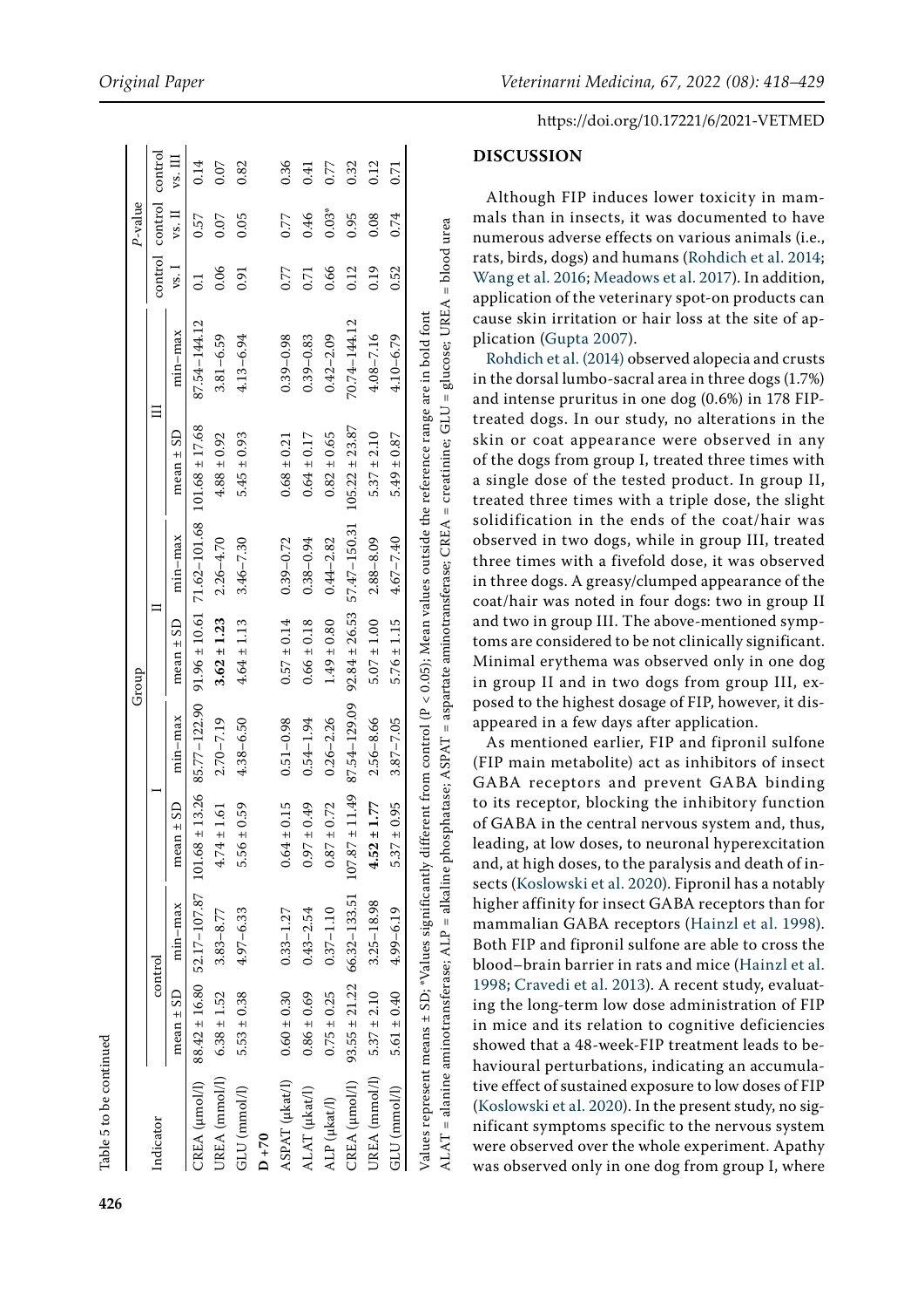Table 5 to be continued

| Indicator | control | | Group I | | Group II | | Group III | | P-value | | |
|---|---|---|---|---|---|---|---|---|---|---|---|
| | mean ± SD | min–max | mean ± SD | min–max | mean ± SD | min–max | mean ± SD | min–max | control vs. I | control vs. II | control vs. III |
| CREA (μmol/l) | 88.42 ± 16.80 | 52.17–107.87 | 101.68 ± 13.26 | 85.77–122.90 | 91.96 ± 10.61 | 71.62–101.68 | 101.68 ± 17.68 | 87.54–144.12 | 0.1 | 0.57 | 0.14 |
| UREA (mmol/l) | 6.38 ± 1.52 | 3.83–8.77 | 4.74 ± 1.61 | 2.70–7.19 | **3.62 ± 1.23** | 2.26–4.70 | 4.88 ± 0.92 | 3.81–6.59 | 0.06 | 0.07 | 0.07 |
| GLU (mmol/l) | 5.53 ± 0.38 | 4.97–6.33 | 5.56 ± 0.59 | 4.38–6.50 | 4.64 ± 1.13 | 3.46–7.30 | 5.45 ± 0.93 | 4.13–6.94 | 0.91 | 0.05 | 0.82 |
| **D +70** | | | | | | | | | | | |
| ASPAT (μkat/l) | 0.60 ± 0.30 | 0.33–1.27 | 0.64 ± 0.15 | 0.51–0.98 | 0.57 ± 0.14 | 0.39–0.72 | 0.68 ± 0.21 | 0.39–0.98 | 0.77 | 0.77 | 0.36 |
| ALAT (μkat/l) | 0.86 ± 0.69 | 0.43–2.54 | 0.97 ± 0.49 | 0.54–1.94 | 0.66 ± 0.18 | 0.38–0.94 | 0.64 ± 0.17 | 0.39–0.83 | 0.71 | 0.46 | 0.41 |
| ALP (μkat/l) | 0.75 ± 0.25 | 0.37–1.10 | 0.87 ± 0.72 | 0.26–2.26 | 1.49 ± 0.80 | 0.44–2.82 | 0.82 ± 0.65 | 0.42–2.09 | 0.66 | 0.03* | 0.77 |
| CREA (μmol/l) | 93.55 ± 21.22 | 66.32–133.51 | 107.87 ± 11.49 | 87.54–129.09 | 92.84 ± 26.53 | 57.47–150.31 | 105.22 ± 23.87 | 70.74–144.12 | 0.12 | 0.95 | 0.32 |
| UREA (mmol/l) | 5.37 ± 2.10 | 3.25–18.98 | **4.52 ± 1.77** | 2.56–8.66 | 5.07 ± 1.00 | 2.88–8.09 | 5.37 ± 2.10 | 4.08–7.16 | 0.19 | 0.08 | 0.12 |
| GLU (mmol/l) | 5.61 ± 0.40 | 4.99–6.19 | 5.37 ± 0.95 | 3.87–7.05 | 5.76 ± 1.15 | 4.67–7.40 | 5.49 ± 0.87 | 4.10–6.79 | 0.52 | 0.74 | 0.71 |

Values represent means ± SD; *Values significantly different from control ($P < 0.05$); Mean values outside the reference range are in bold font

ALAT = alanine aminotransferase; ALP = alkaline phosphatase; ASPAT = aspartate aminotransferase; CREA = creatinine; GLU = glucose; UREA = blood urea

## DISCUSSION

Although FIP induces lower toxicity in mammals than in insects, it was documented to have numerous adverse effects on various animals (i.e., rats, birds, dogs) and humans (Rohdich et al. 2014; Wang et al. 2016; Meadows et al. 2017). In addition, application of the veterinary spot-on products can cause skin irritation or hair loss at the site of application (Gupta 2007).

Rohdich et al. (2014) observed alopecia and crusts in the dorsal lumbo-sacral area in three dogs (1.7%) and intense pruritus in one dog (0.6%) in 178 FIP-treated dogs. In our study, no alterations in the skin or coat appearance were observed in any of the dogs from group I, treated three times with a single dose of the tested product. In group II, treated three times with a triple dose, the slight solidification in the ends of the coat/hair was observed in two dogs, while in group III, treated three times with a fivefold dose, it was observed in three dogs. A greasy/clumped appearance of the coat/hair was noted in four dogs: two in group II and two in group III. The above-mentioned symptoms are considered to be not clinically significant. Minimal erythema was observed only in one dog in group II and in two dogs from group III, exposed to the highest dosage of FIP, however, it disappeared in a few days after application.

As mentioned earlier, FIP and fipronil sulfone (FIP main metabolite) act as inhibitors of insect GABA receptors and prevent GABA binding to its receptor, blocking the inhibitory function of GABA in the central nervous system and, thus, leading, at low doses, to neuronal hyperexcitation and, at high doses, to the paralysis and death of insects (Koslowski et al. 2020). Fipronil has a notably higher affinity for insect GABA receptors than for mammalian GABA receptors (Hainzl et al. 1998). Both FIP and fipronil sulfone are able to cross the blood–brain barrier in rats and mice (Hainzl et al. 1998; Cravedi et al. 2013). A recent study, evaluating the long-term low dose administration of FIP in mice and its relation to cognitive deficiencies showed that a 48-week-FIP treatment leads to behavioural perturbations, indicating an accumulative effect of sustained exposure to low doses of FIP (Koslowski et al. 2020). In the present study, no significant symptoms specific to the nervous system were observed over the whole experiment. Apathy was observed only in one dog from group I, where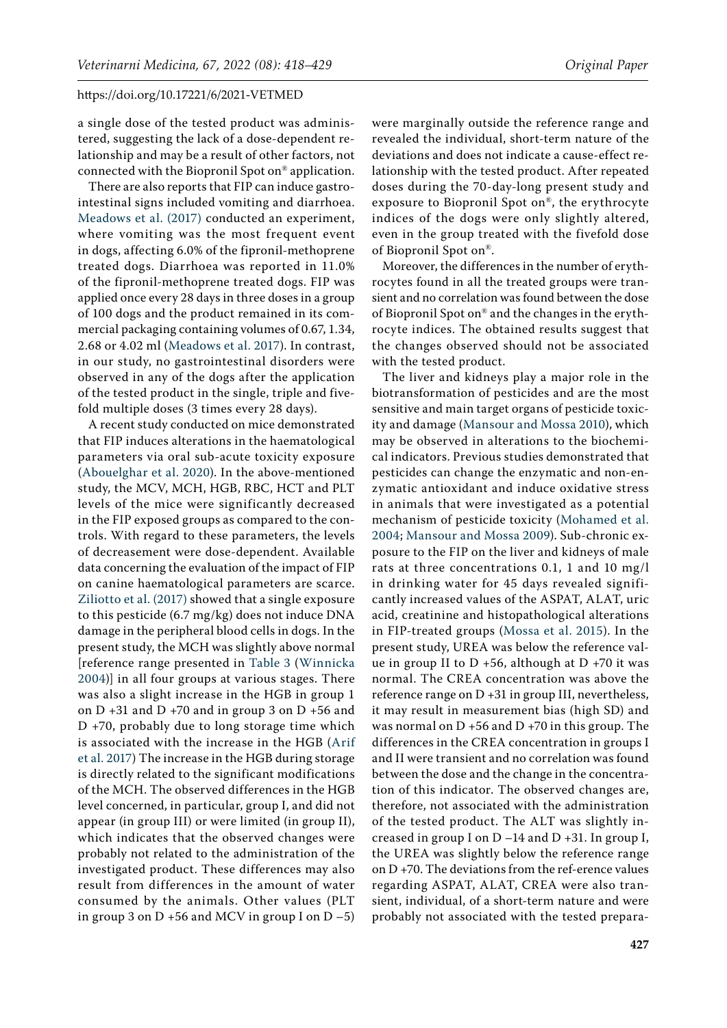a single dose of the tested product was administered, suggesting the lack of a dose-dependent relationship and may be a result of other factors, not connected with the Biopronil Spot on® application.

There are also reports that FIP can induce gastrointestinal signs included vomiting and diarrhoea. Meadows et al. (2017) conducted an experiment, where vomiting was the most frequent event in dogs, affecting 6.0% of the fipronil-methoprene treated dogs. Diarrhoea was reported in 11.0% of the fipronil-methoprene treated dogs. FIP was applied once every 28 days in three doses in a group of 100 dogs and the product remained in its commercial packaging containing volumes of 0.67, 1.34, 2.68 or 4.02 ml (Meadows et al. 2017). In contrast, in our study, no gastrointestinal disorders were observed in any of the dogs after the application of the tested product in the single, triple and fivefold multiple doses (3 times every 28 days).

A recent study conducted on mice demonstrated that FIP induces alterations in the haematological parameters via oral sub-acute toxicity exposure (Abouelghar et al. 2020). In the above-mentioned study, the MCV, MCH, HGB, RBC, HCT and PLT levels of the mice were significantly decreased in the FIP exposed groups as compared to the controls. With regard to these parameters, the levels of decreasement were dose-dependent. Available data concerning the evaluation of the impact of FIP on canine haematological parameters are scarce. Ziliotto et al. (2017) showed that a single exposure to this pesticide (6.7 mg/kg) does not induce DNA damage in the peripheral blood cells in dogs. In the present study, the MCH was slightly above normal [reference range presented in Table 3 (Winnicka 2004)] in all four groups at various stages. There was also a slight increase in the HGB in group 1 on D +31 and D +70 and in group 3 on D +56 and D +70, probably due to long storage time which is associated with the increase in the HGB (Arif et al. 2017) The increase in the HGB during storage is directly related to the significant modifications of the MCH. The observed differences in the HGB level concerned, in particular, group I, and did not appear (in group III) or were limited (in group II), which indicates that the observed changes were probably not related to the administration of the investigated product. These differences may also result from differences in the amount of water consumed by the animals. Other values (PLT in group 3 on D +56 and MCV in group I on D –5) were marginally outside the reference range and revealed the individual, short-term nature of the deviations and does not indicate a cause-effect relationship with the tested product. After repeated doses during the 70-day-long present study and exposure to Biopronil Spot on®, the erythrocyte indices of the dogs were only slightly altered, even in the group treated with the fivefold dose of Biopronil Spot on®.

Moreover, the differences in the number of erythrocytes found in all the treated groups were transient and no correlation was found between the dose of Biopronil Spot on® and the changes in the erythrocyte indices. The obtained results suggest that the changes observed should not be associated with the tested product.

The liver and kidneys play a major role in the biotransformation of pesticides and are the most sensitive and main target organs of pesticide toxicity and damage (Mansour and Mossa 2010), which may be observed in alterations to the biochemical indicators. Previous studies demonstrated that pesticides can change the enzymatic and non-enzymatic antioxidant and induce oxidative stress in animals that were investigated as a potential mechanism of pesticide toxicity (Mohamed et al. 2004; Mansour and Mossa 2009). Sub-chronic exposure to the FIP on the liver and kidneys of male rats at three concentrations 0.1, 1 and 10 mg/l in drinking water for 45 days revealed significantly increased values of the ASPAT, ALAT, uric acid, creatinine and histopathological alterations in FIP-treated groups (Mossa et al. 2015). In the present study, UREA was below the reference value in group II to D +56, although at D +70 it was normal. The CREA concentration was above the reference range on D +31 in group III, nevertheless, it may result in measurement bias (high SD) and was normal on D +56 and D +70 in this group. The differences in the CREA concentration in groups I and II were transient and no correlation was found between the dose and the change in the concentration of this indicator. The observed changes are, therefore, not associated with the administration of the tested product. The ALT was slightly increased in group I on D –14 and D +31. In group I, the UREA was slightly below the reference range on D +70. The deviations from the ref-erence values regarding ASPAT, ALAT, CREA were also transient, individual, of a short-term nature and were probably not associated with the tested prepara-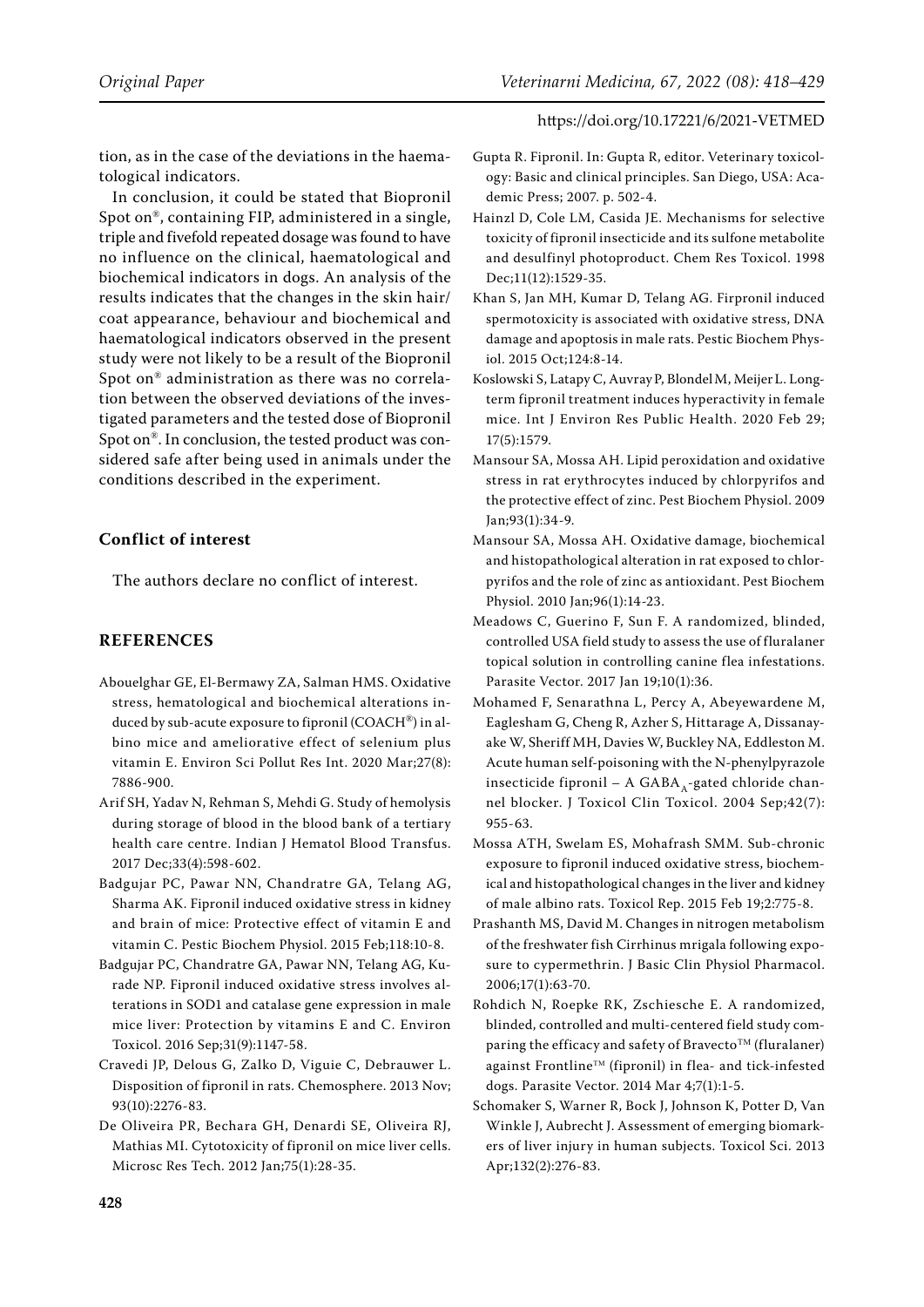tion, as in the case of the deviations in the haematological indicators.

In conclusion, it could be stated that Biopronil Spot on®, containing FIP, administered in a single, triple and fivefold repeated dosage was found to have no influence on the clinical, haematological and biochemical indicators in dogs. An analysis of the results indicates that the changes in the skin hair/coat appearance, behaviour and biochemical and haematological indicators observed in the present study were not likely to be a result of the Biopronil Spot on® administration as there was no correlation between the observed deviations of the investigated parameters and the tested dose of Biopronil Spot on®. In conclusion, the tested product was considered safe after being used in animals under the conditions described in the experiment.

## Conflict of interest

The authors declare no conflict of interest.

## REFERENCES

Abouelghar GE, El-Bermawy ZA, Salman HMS. Oxidative stress, hematological and biochemical alterations induced by sub-acute exposure to fipronil (COACH®) in albino mice and ameliorative effect of selenium plus vitamin E. Environ Sci Pollut Res Int. 2020 Mar;27(8): 7886-900.

Arif SH, Yadav N, Rehman S, Mehdi G. Study of hemolysis during storage of blood in the blood bank of a tertiary health care centre. Indian J Hematol Blood Transfus. 2017 Dec;33(4):598-602.

Badgujar PC, Pawar NN, Chandratre GA, Telang AG, Sharma AK. Fipronil induced oxidative stress in kidney and brain of mice: Protective effect of vitamin E and vitamin C. Pestic Biochem Physiol. 2015 Feb;118:10-8.

Badgujar PC, Chandratre GA, Pawar NN, Telang AG, Kurade NP. Fipronil induced oxidative stress involves alterations in SOD1 and catalase gene expression in male mice liver: Protection by vitamins E and C. Environ Toxicol. 2016 Sep;31(9):1147-58.

Cravedi JP, Delous G, Zalko D, Viguie C, Debrauwer L. Disposition of fipronil in rats. Chemosphere. 2013 Nov; 93(10):2276-83.

De Oliveira PR, Bechara GH, Denardi SE, Oliveira RJ, Mathias MI. Cytotoxicity of fipronil on mice liver cells. Microsc Res Tech. 2012 Jan;75(1):28-35.

Gupta R. Fipronil. In: Gupta R, editor. Veterinary toxicology: Basic and clinical principles. San Diego, USA: Academic Press; 2007. p. 502-4.

Hainzl D, Cole LM, Casida JE. Mechanisms for selective toxicity of fipronil insecticide and its sulfone metabolite and desulfinyl photoproduct. Chem Res Toxicol. 1998 Dec;11(12):1529-35.

Khan S, Jan MH, Kumar D, Telang AG. Firpronil induced spermotoxicity is associated with oxidative stress, DNA damage and apoptosis in male rats. Pestic Biochem Physiol. 2015 Oct;124:8-14.

Koslowski S, Latapy C, Auvray P, Blondel M, Meijer L. Long-term fipronil treatment induces hyperactivity in female mice. Int J Environ Res Public Health. 2020 Feb 29; 17(5):1579.

Mansour SA, Mossa AH. Lipid peroxidation and oxidative stress in rat erythrocytes induced by chlorpyrifos and the protective effect of zinc. Pest Biochem Physiol. 2009 Jan;93(1):34-9.

Mansour SA, Mossa AH. Oxidative damage, biochemical and histopathological alteration in rat exposed to chlorpyrifos and the role of zinc as antioxidant. Pest Biochem Physiol. 2010 Jan;96(1):14-23.

Meadows C, Guerino F, Sun F. A randomized, blinded, controlled USA field study to assess the use of fluralaner topical solution in controlling canine flea infestations. Parasite Vector. 2017 Jan 19;10(1):36.

Mohamed F, Senarathna L, Percy A, Abeyewardene M, Eaglesham G, Cheng R, Azher S, Hittarage A, Dissanayake W, Sheriff MH, Davies W, Buckley NA, Eddleston M. Acute human self-poisoning with the N-phenylpyrazole insecticide fipronil – A $GABA_A$-gated chloride channel blocker. J Toxicol Clin Toxicol. 2004 Sep;42(7): 955-63.

Mossa ATH, Swelam ES, Mohafrash SMM. Sub-chronic exposure to fipronil induced oxidative stress, biochemical and histopathological changes in the liver and kidney of male albino rats. Toxicol Rep. 2015 Feb 19;2:775-8.

Prashanth MS, David M. Changes in nitrogen metabolism of the freshwater fish Cirrhinus mrigala following exposure to cypermethrin. J Basic Clin Physiol Pharmacol. 2006;17(1):63-70.

Rohdich N, Roepke RK, Zschiesche E. A randomized, blinded, controlled and multi-centered field study comparing the efficacy and safety of Bravecto™ (fluralaner) against Frontline™ (fipronil) in flea- and tick-infested dogs. Parasite Vector. 2014 Mar 4;7(1):1-5.

Schomaker S, Warner R, Bock J, Johnson K, Potter D, Van Winkle J, Aubrecht J. Assessment of emerging biomarkers of liver injury in human subjects. Toxicol Sci. 2013 Apr;132(2):276-83.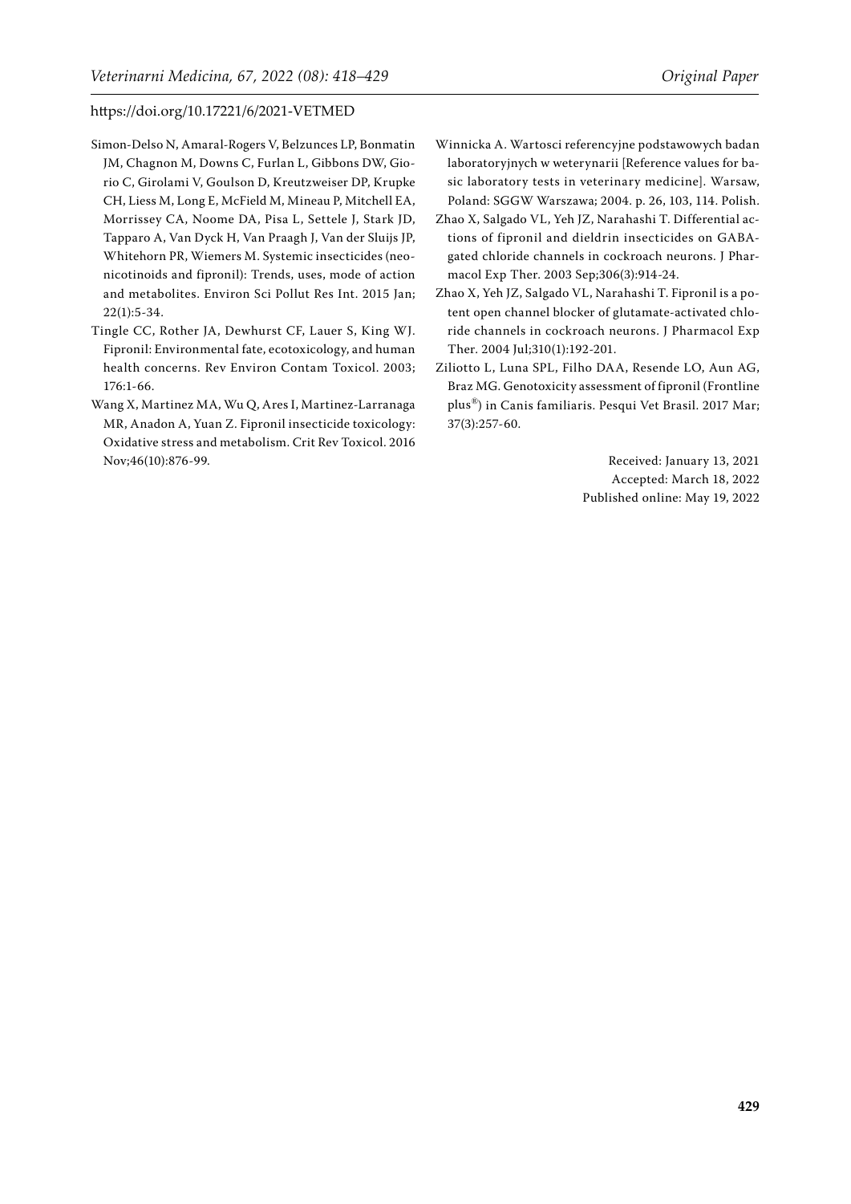Simon-Delso N, Amaral-Rogers V, Belzunces LP, Bonmatin JM, Chagnon M, Downs C, Furlan L, Gibbons DW, Giorio C, Girolami V, Goulson D, Kreutzweiser DP, Krupke CH, Liess M, Long E, McField M, Mineau P, Mitchell EA, Morrissey CA, Noome DA, Pisa L, Settele J, Stark JD, Tapparo A, Van Dyck H, Van Praagh J, Van der Sluijs JP, Whitehorn PR, Wiemers M. Systemic insecticides (neonicotinoids and fipronil): Trends, uses, mode of action and metabolites. Environ Sci Pollut Res Int. 2015 Jan; 22(1):5-34.

Tingle CC, Rother JA, Dewhurst CF, Lauer S, King WJ. Fipronil: Environmental fate, ecotoxicology, and human health concerns. Rev Environ Contam Toxicol. 2003; 176:1-66.

Wang X, Martinez MA, Wu Q, Ares I, Martinez-Larranaga MR, Anadon A, Yuan Z. Fipronil insecticide toxicology: Oxidative stress and metabolism. Crit Rev Toxicol. 2016 Nov;46(10):876-99.

Winnicka A. Wartosci referencyjne podstawowych badan laboratoryjnych w weterynarii [Reference values for basic laboratory tests in veterinary medicine]. Warsaw, Poland: SGGW Warszawa; 2004. p. 26, 103, 114. Polish.

Zhao X, Salgado VL, Yeh JZ, Narahashi T. Differential actions of fipronil and dieldrin insecticides on GABA-gated chloride channels in cockroach neurons. J Pharmacol Exp Ther. 2003 Sep;306(3):914-24.

Zhao X, Yeh JZ, Salgado VL, Narahashi T. Fipronil is a potent open channel blocker of glutamate-activated chloride channels in cockroach neurons. J Pharmacol Exp Ther. 2004 Jul;310(1):192-201.

Ziliotto L, Luna SPL, Filho DAA, Resende LO, Aun AG, Braz MG. Genotoxicity assessment of fipronil (Frontline plus®) in Canis familiaris. Pesqui Vet Brasil. 2017 Mar; 37(3):257-60.

Received: January 13, 2021
Accepted: March 18, 2022
Published online: May 19, 2022